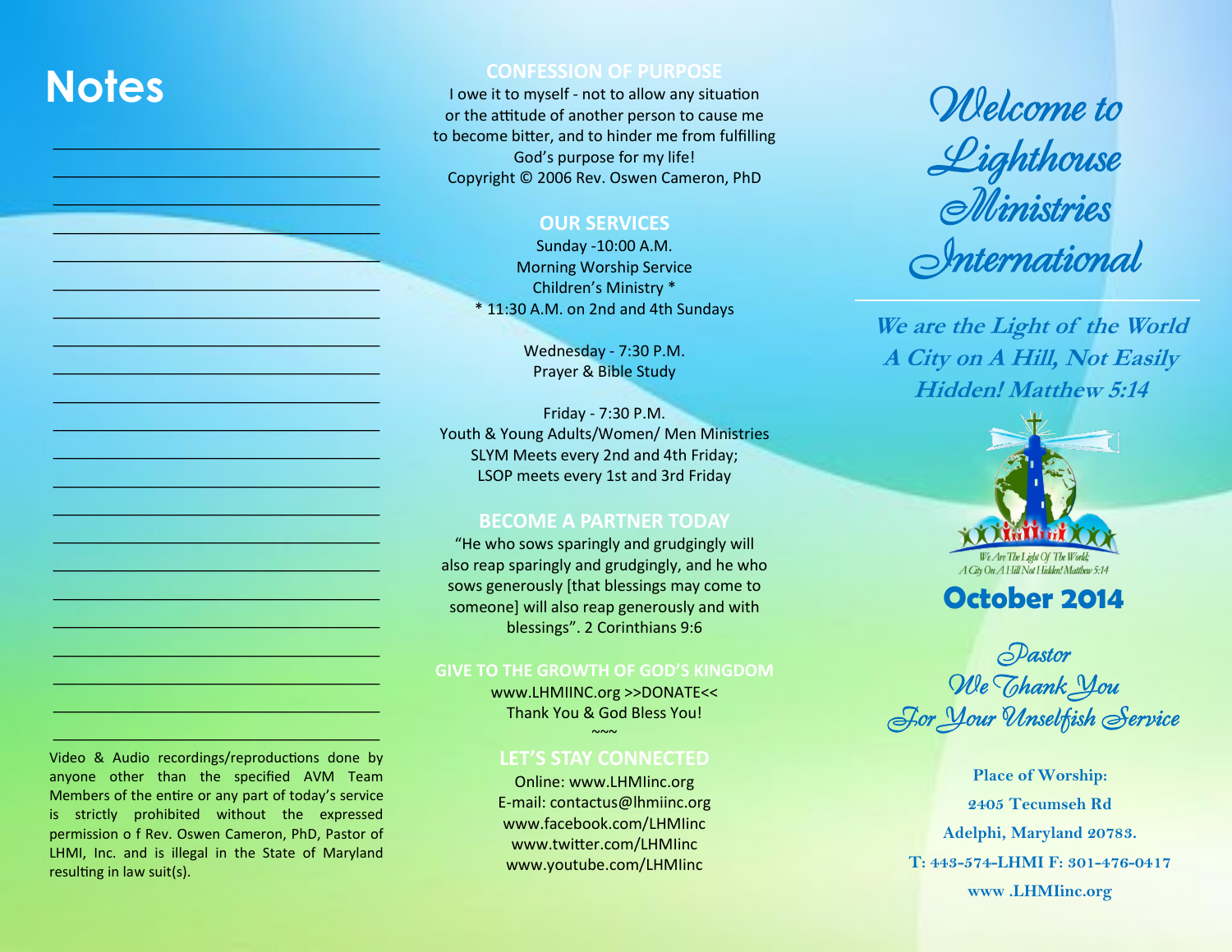# Notes

\_\_\_\_\_\_\_\_\_\_\_\_\_\_\_\_\_\_\_\_\_\_\_\_\_\_\_\_\_\_\_\_\_\_\_\_\_\_\_\_

\_\_\_\_\_\_\_\_\_\_\_\_\_\_\_\_\_\_\_\_\_\_\_\_\_\_\_\_\_\_\_\_\_\_\_\_\_\_\_\_

\_\_\_\_\_\_\_\_\_\_\_\_\_\_\_\_\_\_\_\_\_\_\_\_\_\_\_\_\_\_\_\_\_\_\_\_\_\_\_\_

\_\_\_\_\_\_\_\_\_\_\_\_\_\_\_\_\_\_\_\_\_\_\_\_\_\_\_\_\_\_\_\_\_\_\_\_\_\_\_\_

\_\_\_\_\_\_\_\_\_\_\_\_\_\_\_\_\_\_\_\_\_\_\_\_\_\_\_\_\_\_\_\_\_\_\_\_\_\_\_\_

\_\_\_\_\_\_\_\_\_\_\_\_\_\_\_\_\_\_\_\_\_\_\_\_\_\_\_\_\_\_\_\_\_\_\_\_\_\_\_\_

\_\_\_\_\_\_\_\_\_\_\_\_\_\_\_\_\_\_\_\_\_\_\_\_\_\_\_\_\_\_\_\_\_\_\_\_\_\_\_\_

\_\_\_\_\_\_\_\_\_\_\_\_\_\_\_\_\_\_\_\_\_\_\_\_\_\_\_\_\_\_\_\_\_\_\_\_\_\_\_\_

\_\_\_\_\_\_\_\_\_\_\_\_\_\_\_\_\_\_\_\_\_\_\_\_\_\_\_\_\_\_\_\_\_\_\_\_\_\_\_\_

\_\_\_\_\_\_\_\_\_\_\_\_\_\_\_\_\_\_\_\_\_\_\_\_\_\_\_\_\_\_\_\_\_\_\_\_\_\_\_\_

\_\_\_\_\_\_\_\_\_\_\_\_\_\_\_\_\_\_\_\_\_\_\_\_\_\_\_\_\_\_\_\_\_\_\_\_\_\_\_\_

\_\_\_\_\_\_\_\_\_\_\_\_\_\_\_\_\_\_\_\_\_\_\_\_\_\_\_\_\_\_\_\_\_\_\_\_\_\_\_\_

\_\_\_\_\_\_\_\_\_\_\_\_\_\_\_\_\_\_\_\_\_\_\_\_\_\_\_\_\_\_\_\_\_\_\_\_\_\_\_\_

\_\_\_\_\_\_\_\_\_\_\_\_\_\_\_\_\_\_\_\_\_\_\_\_\_\_\_\_\_\_\_\_\_\_\_\_\_\_\_\_

\_\_\_\_\_\_\_\_\_\_\_\_\_\_\_\_\_\_\_\_\_\_\_\_\_\_\_\_\_\_\_\_\_\_\_\_\_\_\_\_

\_\_\_\_\_\_\_\_\_\_\_\_\_\_\_\_\_\_\_\_\_\_\_\_\_\_\_\_\_\_\_\_\_\_\_\_\_\_\_\_

\_\_\_\_\_\_\_\_\_\_\_\_\_\_\_\_\_\_\_\_\_\_\_\_\_\_\_\_\_\_\_\_\_\_\_\_\_\_\_\_

\_\_\_\_\_\_\_\_\_\_\_\_\_\_\_\_\_\_\_\_\_\_\_\_\_\_\_\_\_\_\_\_\_\_\_\_\_\_\_\_

\_\_\_\_\_\_\_\_\_\_\_\_\_\_\_\_\_\_\_\_\_\_\_\_\_\_\_\_\_\_\_\_\_\_\_\_\_\_\_\_

\_\_\_\_\_\_\_\_\_\_\_\_\_\_\_\_\_\_\_\_\_\_\_\_\_\_\_\_\_\_\_\_\_\_\_\_\_\_\_\_

\_\_\_\_\_\_\_\_\_\_\_\_\_\_\_\_\_\_\_\_\_\_\_\_\_\_\_\_\_\_\_\_\_\_\_\_\_\_\_\_

\_\_\_\_\_\_\_\_\_\_\_\_\_\_\_\_\_\_\_\_\_\_\_\_\_\_\_\_\_\_\_\_\_\_\_\_\_\_\_\_

Video & Audio recordings/reproductions done by anyone other than the specified AVM Team Members of the entire or any part of today's service is strictly prohibited without the expressed permission o f Rev. Oswen Cameron, PhD, Pastor of LHMI, Inc. and is illegal in the State of Maryland resulting in law suit(s).

## CONFESSION OF PURPOSE

I owe it to myself - not to allow any situation or the attitude of another person to cause me to become bitter, and to hinder me from fulfilling God's purpose for my life!
Copyright © 2006 Rev. Oswen Cameron, PhD

## OUR SERVICES

Sunday -10:00 A.M.
Morning Worship Service
Children's Ministry *
* 11:30 A.M. on 2nd and 4th Sundays

Wednesday - 7:30 P.M.
Prayer & Bible Study

Friday - 7:30 P.M.
Youth & Young Adults/Women/ Men Ministries
SLYM Meets every 2nd and 4th Friday;
LSOP meets every 1st and 3rd Friday

## BECOME A PARTNER TODAY

"He who sows sparingly and grudgingly will also reap sparingly and grudgingly, and he who sows generously [that blessings may come to someone] will also reap generously and with blessings". 2 Corinthians 9:6

## GIVE TO THE GROWTH OF GOD'S KINGDOM

www.LHMIINC.org >>DONATE<<
Thank You & God Bless You!
~~~

## LET'S STAY CONNECTED

Online: www.LHMIinc.org
E-mail: contactus@lhmiinc.org
www.facebook.com/LHMIinc
www.twitter.com/LHMIinc
www.youtube.com/LHMIinc

# *Welcome to Lighthouse Ministries International*

***We are the Light of the World A City on A Hill, Not Easily Hidden! Matthew 5:14***

We Are The Light Of The World; A City On A Hill Not Hidden! Matthew 5:14

## October 2014

*Pastor We Thank You For Your Unselfish Service*

**Place of Worship:**
**2405 Tecumseh Rd**
**Adelphi, Maryland 20783.**
**T: 443-574-LHMI F: 301-476-0417**
**www .LHMIinc.org**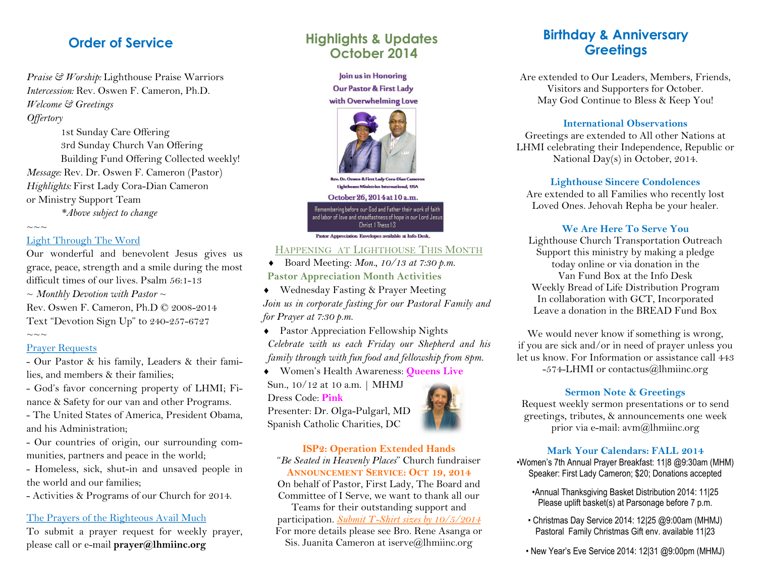## Order of Service

*Praise & Worship:* Lighthouse Praise Warriors
*Intercession:* Rev. Oswen F. Cameron, Ph.D.
*Welcome & Greetings*
*Offertory*

1st Sunday Care Offering
3rd Sunday Church Van Offering
Building Fund Offering Collected weekly!

*Message:* Rev. Dr. Oswen F. Cameron (Pastor)
*Highlights:* First Lady Cora-Dian Cameron or Ministry Support Team

*\*Above subject to change*

~~~

Light Through The Word

Our wonderful and benevolent Jesus gives us grace, peace, strength and a smile during the most difficult times of our lives. Psalm 56:1-13

~ *Monthly Devotion with Pastor* ~

Rev. Oswen F. Cameron, Ph.D © 2008-2014
Text "Devotion Sign Up" to 240-257-6727

~~~

Prayer Requests

- Our Pastor & his family, Leaders & their families, and members & their families;
- God's favor concerning property of LHMI; Finance & Safety for our van and other Programs.
- The United States of America, President Obama, and his Administration;
- Our countries of origin, our surrounding communities, partners and peace in the world;
- Homeless, sick, shut-in and unsaved people in the world and our families;
- Activities & Programs of our Church for 2014.

The Prayers of the Righteous Avail Much

To submit a prayer request for weekly prayer, please call or e-mail **prayer@lhmiinc.org**

## Highlights & Updates October 2014

Join us in Honoring
Our Pastor & First Lady
with Overwhelming Love

Rev. Dr. Oswen & First Lady Cora-Dian Cameron
Lighthouse Ministries International, USA

October 26, 2014 at 10 a.m.

Remembering before our God and Father their work of faith and labor of love and steadfastness of hope in our Lord Jesus Christ. I Thess 1:3

Pastor Appreciation Envelopes available at Info Desk.

HAPPENING AT LIGHTHOUSE THIS MONTH

- Board Meeting: *Mon., 10/13 at 7:30 p.m.*

**Pastor Appreciation Month Activities**

- Wednesday Fasting & Prayer Meeting
  *Join us in corporate fasting for our Pastoral Family and for Prayer at 7:30 p.m.*
- Pastor Appreciation Fellowship Nights
  *Celebrate with us each Friday our Shepherd and his family through with fun food and fellowship from 8pm.*
- Women's Health Awareness: **Queens Live**
  Sun., 10/12 at 10 a.m. | MHMJ
  Dress Code: **Pink**
  Presenter: Dr. Olga-Pulgarl, MD
  Spanish Catholic Charities, DC

**ISP2: Operation Extended Hands**

"*Be Seated in Heavenly Places*" Church fundraiser

**ANNOUNCEMENT SERVICE: OCT 19, 2014**

On behalf of Pastor, First Lady, The Board and Committee of I Serve, we want to thank all our Teams for their outstanding support and participation. *Submit T-Shirt sizes by 10/5/2014*
For more details please see Bro. Rene Asanga or Sis. Juanita Cameron at iserve@lhmiinc.org

## Birthday & Anniversary Greetings

Are extended to Our Leaders, Members, Friends, Visitors and Supporters for October.
May God Continue to Bless & Keep You!

**International Observations**

Greetings are extended to All other Nations at LHMI celebrating their Independence, Republic or National Day(s) in October, 2014.

**Lighthouse Sincere Condolences**

Are extended to all Families who recently lost Loved Ones. Jehovah Repha be your healer.

**We Are Here To Serve You**

Lighthouse Church Transportation Outreach
Support this ministry by making a pledge today online or via donation in the Van Fund Box at the Info Desk
Weekly Bread of Life Distribution Program
In collaboration with GCT, Incorporated
Leave a donation in the BREAD Fund Box

We would never know if something is wrong, if you are sick and/or in need of prayer unless you let us know. For Information or assistance call 443-574-LHMI or contactus@lhmiinc.org

**Sermon Note & Greetings**

Request weekly sermon presentations or to send greetings, tributes, & announcements one week prior via e-mail: avm@lhmiinc.org

**Mark Your Calendars: FALL 2014**

- Women's 7th Annual Prayer Breakfast: 11|8 @9:30am (MHM)
  Speaker: First Lady Cameron; $20; Donations accepted
- Annual Thanksgiving Basket Distribution 2014: 11|25
  Please uplift basket(s) at Parsonage before 7 p.m.
- Christmas Day Service 2014: 12|25 @9:00am (MHMJ)
  Pastoral Family Christmas Gift env. available 11|23
- New Year's Eve Service 2014: 12|31 @9:00pm (MHMJ)